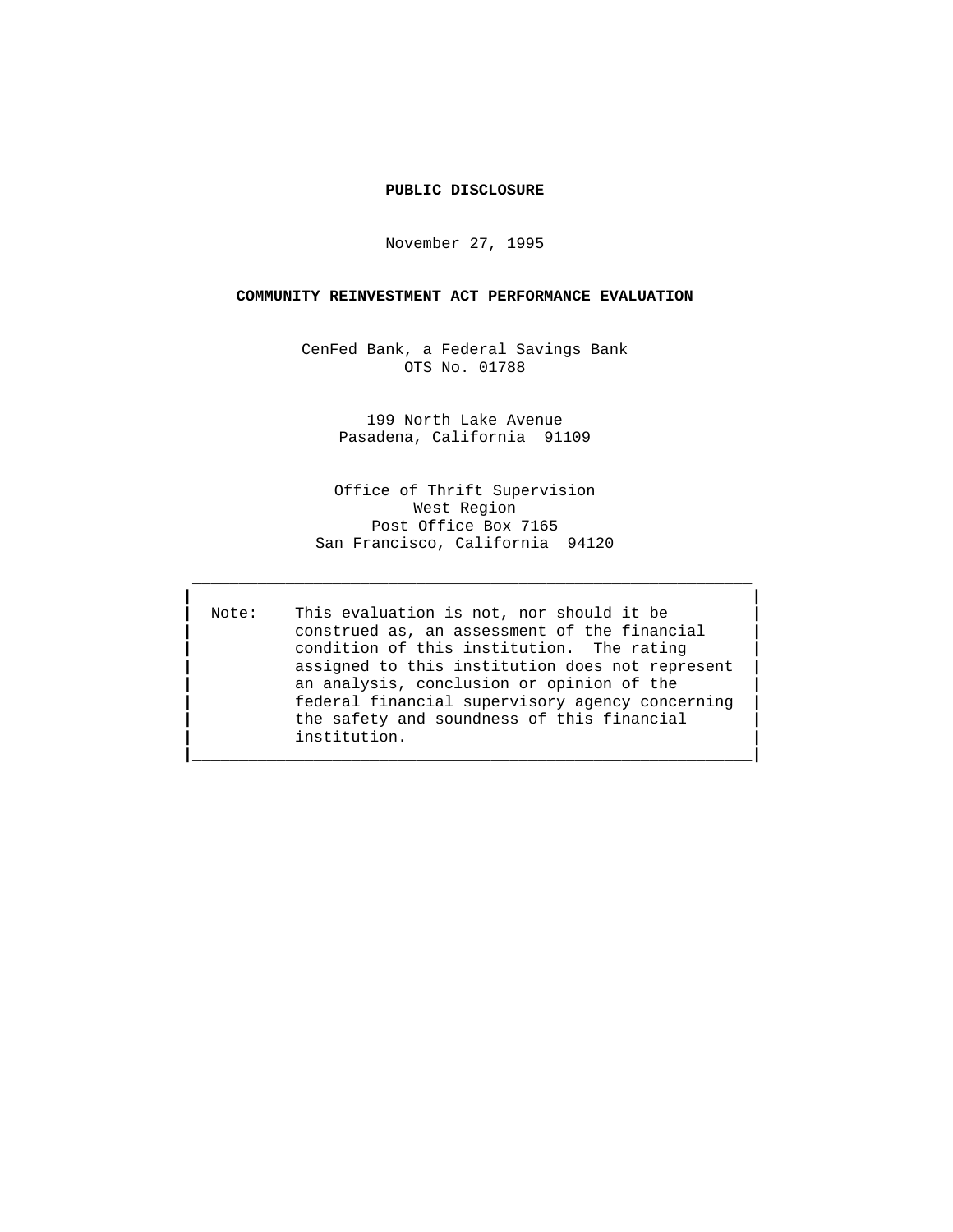**PUBLIC DISCLOSURE**

November 27, 1995

**COMMUNITY REINVESTMENT ACT PERFORMANCE EVALUATION**

CenFed Bank, a Federal Savings Bank
OTS No. 01788

199 North Lake Avenue
Pasadena, California 91109

Office of Thrift Supervision
West Region
Post Office Box 7165
San Francisco, California 94120

---

Note: This evaluation is not, nor should it be construed as, an assessment of the financial condition of this institution. The rating assigned to this institution does not represent an analysis, conclusion or opinion of the federal financial supervisory agency concerning the safety and soundness of this financial institution.

---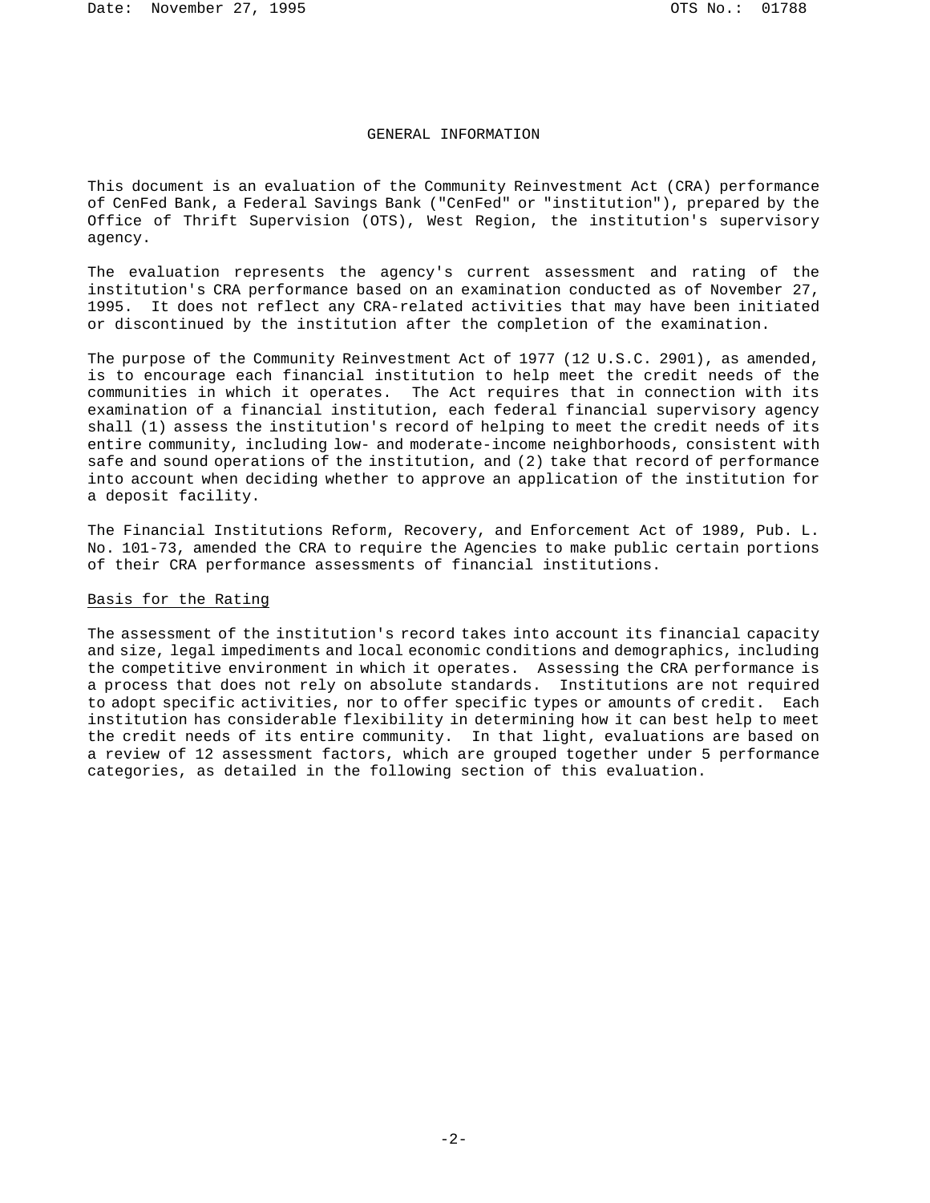# GENERAL INFORMATION

This document is an evaluation of the Community Reinvestment Act (CRA) performance of CenFed Bank, a Federal Savings Bank ("CenFed" or "institution"), prepared by the Office of Thrift Supervision (OTS), West Region, the institution's supervisory agency.

The evaluation represents the agency's current assessment and rating of the institution's CRA performance based on an examination conducted as of November 27, 1995. It does not reflect any CRA-related activities that may have been initiated or discontinued by the institution after the completion of the examination.

The purpose of the Community Reinvestment Act of 1977 (12 U.S.C. 2901), as amended, is to encourage each financial institution to help meet the credit needs of the communities in which it operates. The Act requires that in connection with its examination of a financial institution, each federal financial supervisory agency shall (1) assess the institution's record of helping to meet the credit needs of its entire community, including low- and moderate-income neighborhoods, consistent with safe and sound operations of the institution, and (2) take that record of performance into account when deciding whether to approve an application of the institution for a deposit facility.

The Financial Institutions Reform, Recovery, and Enforcement Act of 1989, Pub. L. No. 101-73, amended the CRA to require the Agencies to make public certain portions of their CRA performance assessments of financial institutions.

## Basis for the Rating

The assessment of the institution's record takes into account its financial capacity and size, legal impediments and local economic conditions and demographics, including the competitive environment in which it operates. Assessing the CRA performance is a process that does not rely on absolute standards. Institutions are not required to adopt specific activities, nor to offer specific types or amounts of credit. Each institution has considerable flexibility in determining how it can best help to meet the credit needs of its entire community. In that light, evaluations are based on a review of 12 assessment factors, which are grouped together under 5 performance categories, as detailed in the following section of this evaluation.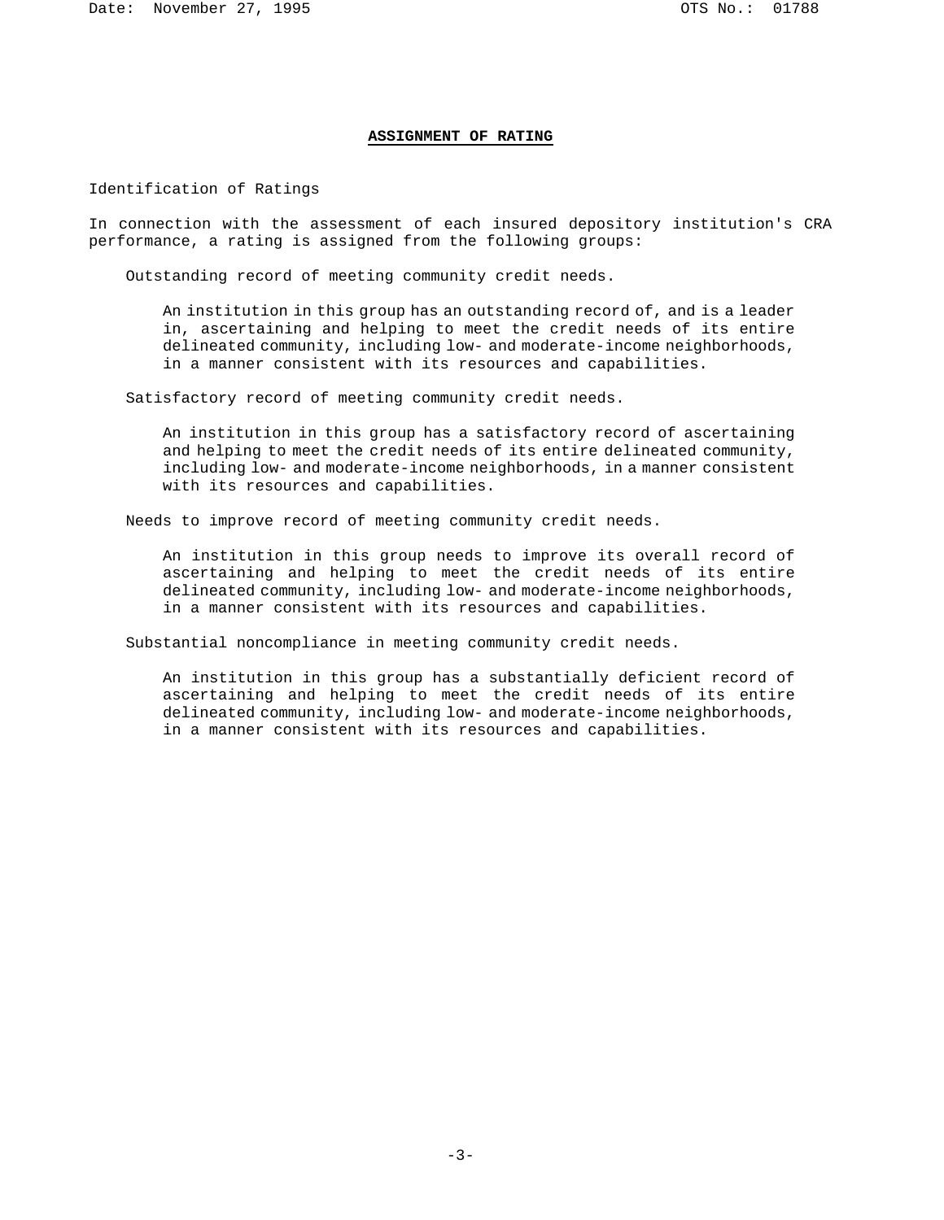## ASSIGNMENT OF RATING

Identification of Ratings

In connection with the assessment of each insured depository institution's CRA performance, a rating is assigned from the following groups:

Outstanding record of meeting community credit needs.

> An institution in this group has an outstanding record of, and is a leader in, ascertaining and helping to meet the credit needs of its entire delineated community, including low- and moderate-income neighborhoods, in a manner consistent with its resources and capabilities.

Satisfactory record of meeting community credit needs.

> An institution in this group has a satisfactory record of ascertaining and helping to meet the credit needs of its entire delineated community, including low- and moderate-income neighborhoods, in a manner consistent with its resources and capabilities.

Needs to improve record of meeting community credit needs.

> An institution in this group needs to improve its overall record of ascertaining and helping to meet the credit needs of its entire delineated community, including low- and moderate-income neighborhoods, in a manner consistent with its resources and capabilities.

Substantial noncompliance in meeting community credit needs.

> An institution in this group has a substantially deficient record of ascertaining and helping to meet the credit needs of its entire delineated community, including low- and moderate-income neighborhoods, in a manner consistent with its resources and capabilities.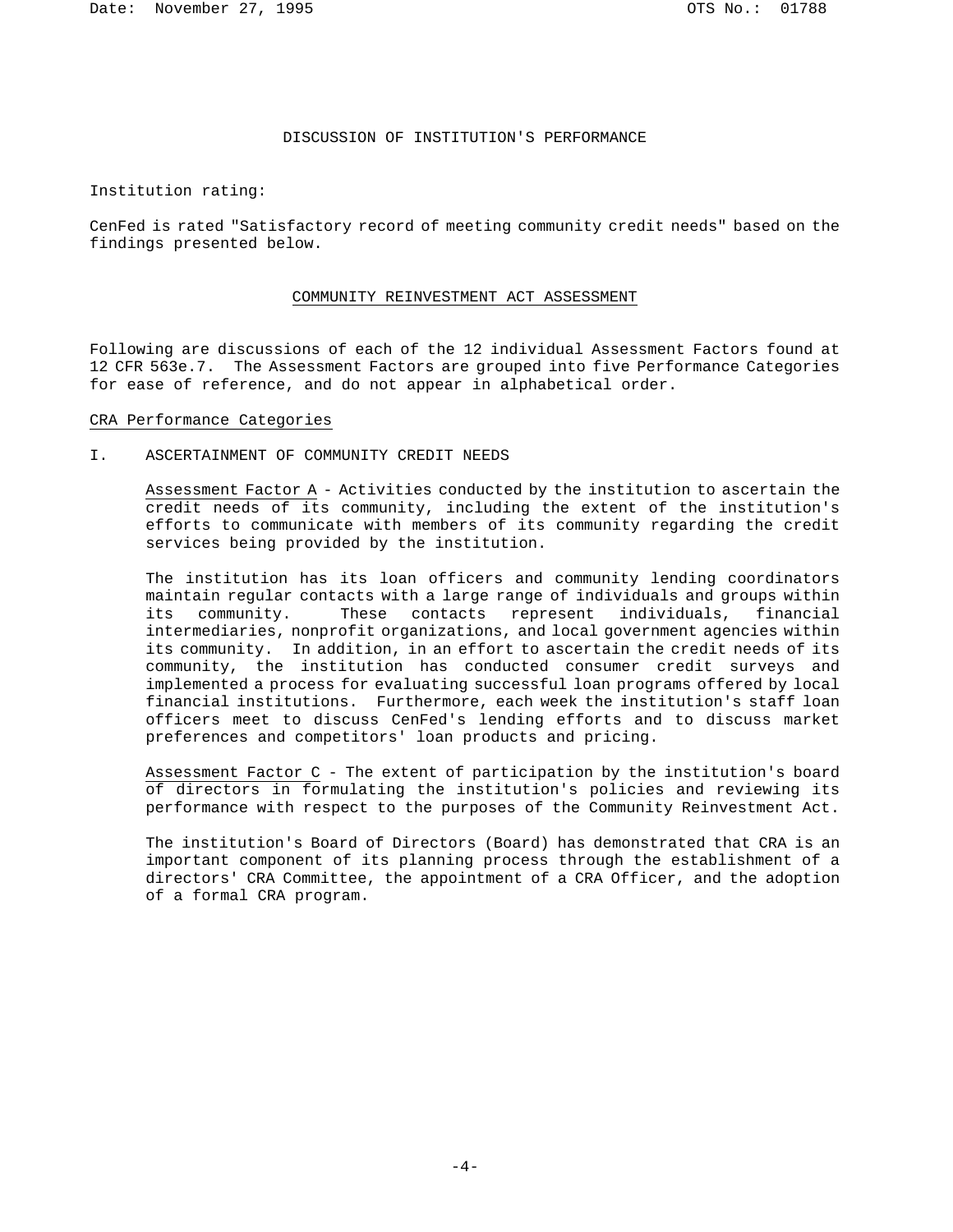# DISCUSSION OF INSTITUTION'S PERFORMANCE

Institution rating:

CenFed is rated "Satisfactory record of meeting community credit needs" based on the findings presented below.

## COMMUNITY REINVESTMENT ACT ASSESSMENT

Following are discussions of each of the 12 individual Assessment Factors found at 12 CFR 563e.7. The Assessment Factors are grouped into five Performance Categories for ease of reference, and do not appear in alphabetical order.

### CRA Performance Categories

I. ASCERTAINMENT OF COMMUNITY CREDIT NEEDS

Assessment Factor A - Activities conducted by the institution to ascertain the credit needs of its community, including the extent of the institution's efforts to communicate with members of its community regarding the credit services being provided by the institution.

The institution has its loan officers and community lending coordinators maintain regular contacts with a large range of individuals and groups within its community. These contacts represent individuals, financial intermediaries, nonprofit organizations, and local government agencies within its community. In addition, in an effort to ascertain the credit needs of its community, the institution has conducted consumer credit surveys and implemented a process for evaluating successful loan programs offered by local financial institutions. Furthermore, each week the institution's staff loan officers meet to discuss CenFed's lending efforts and to discuss market preferences and competitors' loan products and pricing.

Assessment Factor C - The extent of participation by the institution's board of directors in formulating the institution's policies and reviewing its performance with respect to the purposes of the Community Reinvestment Act.

The institution's Board of Directors (Board) has demonstrated that CRA is an important component of its planning process through the establishment of a directors' CRA Committee, the appointment of a CRA Officer, and the adoption of a formal CRA program.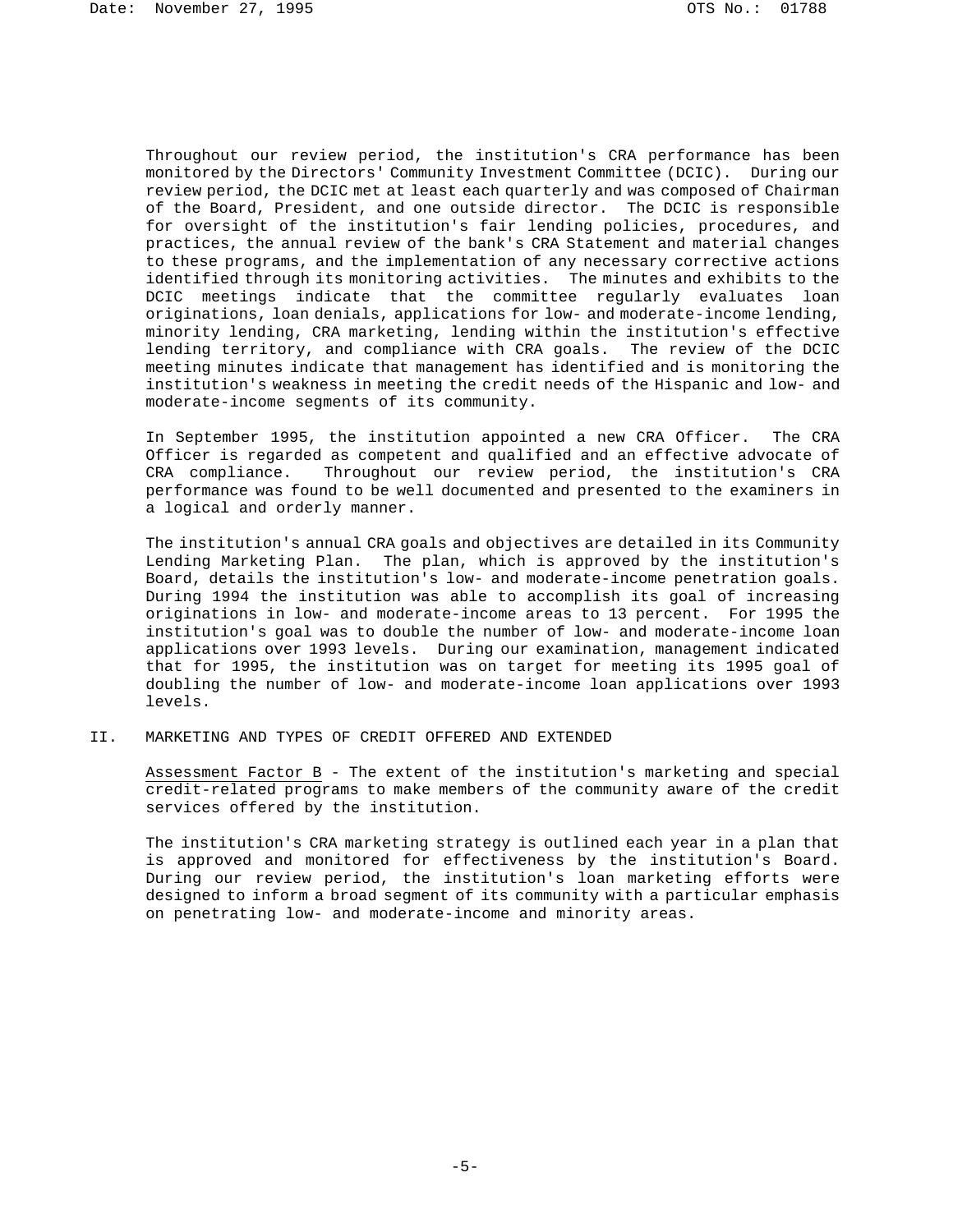Throughout our review period, the institution's CRA performance has been monitored by the Directors' Community Investment Committee (DCIC). During our review period, the DCIC met at least each quarterly and was composed of Chairman of the Board, President, and one outside director. The DCIC is responsible for oversight of the institution's fair lending policies, procedures, and practices, the annual review of the bank's CRA Statement and material changes to these programs, and the implementation of any necessary corrective actions identified through its monitoring activities. The minutes and exhibits to the DCIC meetings indicate that the committee regularly evaluates loan originations, loan denials, applications for low- and moderate-income lending, minority lending, CRA marketing, lending within the institution's effective lending territory, and compliance with CRA goals. The review of the DCIC meeting minutes indicate that management has identified and is monitoring the institution's weakness in meeting the credit needs of the Hispanic and low- and moderate-income segments of its community.

In September 1995, the institution appointed a new CRA Officer. The CRA Officer is regarded as competent and qualified and an effective advocate of CRA compliance. Throughout our review period, the institution's CRA performance was found to be well documented and presented to the examiners in a logical and orderly manner.

The institution's annual CRA goals and objectives are detailed in its Community Lending Marketing Plan. The plan, which is approved by the institution's Board, details the institution's low- and moderate-income penetration goals. During 1994 the institution was able to accomplish its goal of increasing originations in low- and moderate-income areas to 13 percent. For 1995 the institution's goal was to double the number of low- and moderate-income loan applications over 1993 levels. During our examination, management indicated that for 1995, the institution was on target for meeting its 1995 goal of doubling the number of low- and moderate-income loan applications over 1993 levels.

## II. MARKETING AND TYPES OF CREDIT OFFERED AND EXTENDED

Assessment Factor B - The extent of the institution's marketing and special credit-related programs to make members of the community aware of the credit services offered by the institution.

The institution's CRA marketing strategy is outlined each year in a plan that is approved and monitored for effectiveness by the institution's Board. During our review period, the institution's loan marketing efforts were designed to inform a broad segment of its community with a particular emphasis on penetrating low- and moderate-income and minority areas.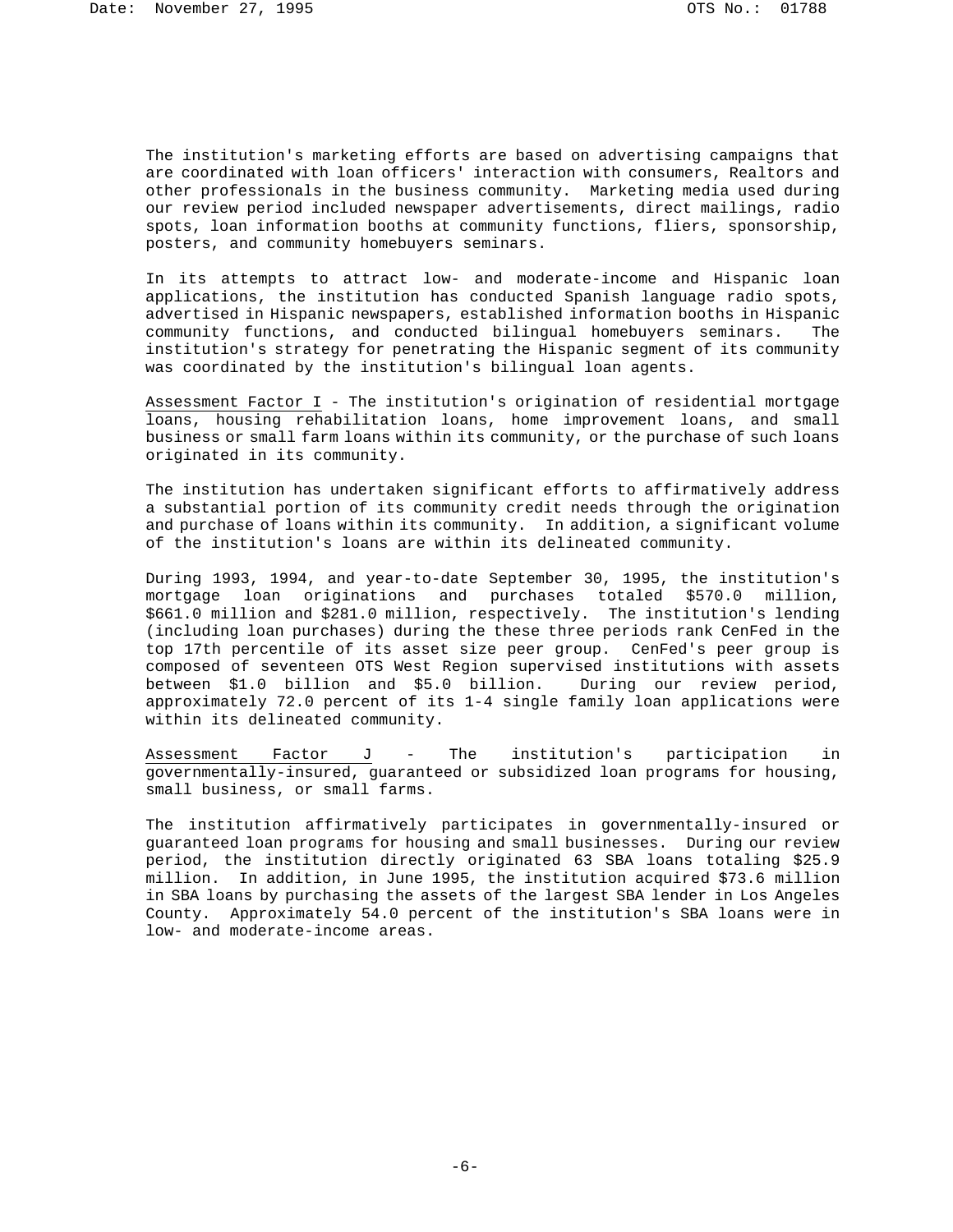The institution's marketing efforts are based on advertising campaigns that are coordinated with loan officers' interaction with consumers, Realtors and other professionals in the business community. Marketing media used during our review period included newspaper advertisements, direct mailings, radio spots, loan information booths at community functions, fliers, sponsorship, posters, and community homebuyers seminars.

In its attempts to attract low- and moderate-income and Hispanic loan applications, the institution has conducted Spanish language radio spots, advertised in Hispanic newspapers, established information booths in Hispanic community functions, and conducted bilingual homebuyers seminars. The institution's strategy for penetrating the Hispanic segment of its community was coordinated by the institution's bilingual loan agents.

Assessment Factor I - The institution's origination of residential mortgage loans, housing rehabilitation loans, home improvement loans, and small business or small farm loans within its community, or the purchase of such loans originated in its community.

The institution has undertaken significant efforts to affirmatively address a substantial portion of its community credit needs through the origination and purchase of loans within its community. In addition, a significant volume of the institution's loans are within its delineated community.

During 1993, 1994, and year-to-date September 30, 1995, the institution's mortgage loan originations and purchases totaled $570.0 million, $661.0 million and $281.0 million, respectively. The institution's lending (including loan purchases) during the these three periods rank CenFed in the top 17th percentile of its asset size peer group. CenFed's peer group is composed of seventeen OTS West Region supervised institutions with assets between $1.0 billion and $5.0 billion. During our review period, approximately 72.0 percent of its 1-4 single family loan applications were within its delineated community.

Assessment Factor J - The institution's participation in governmentally-insured, guaranteed or subsidized loan programs for housing, small business, or small farms.

The institution affirmatively participates in governmentally-insured or guaranteed loan programs for housing and small businesses. During our review period, the institution directly originated 63 SBA loans totaling $25.9 million. In addition, in June 1995, the institution acquired $73.6 million in SBA loans by purchasing the assets of the largest SBA lender in Los Angeles County. Approximately 54.0 percent of the institution's SBA loans were in low- and moderate-income areas.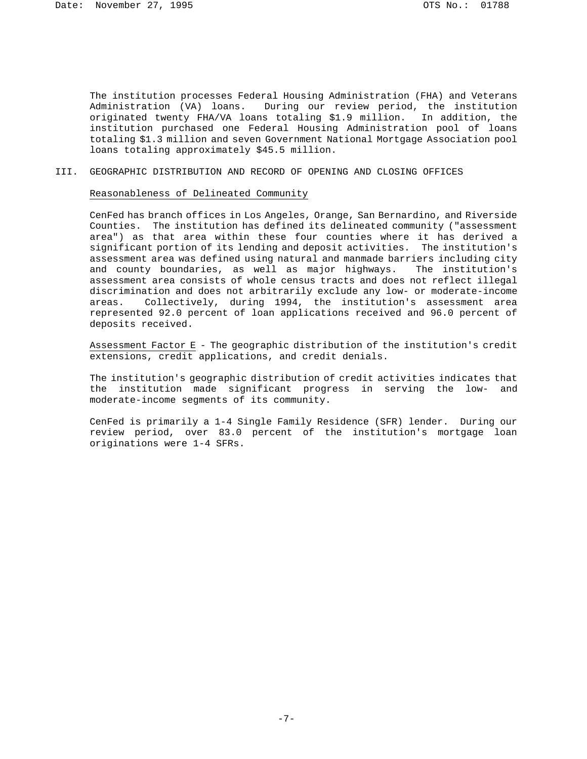The institution processes Federal Housing Administration (FHA) and Veterans Administration (VA) loans. During our review period, the institution originated twenty FHA/VA loans totaling $1.9 million. In addition, the institution purchased one Federal Housing Administration pool of loans totaling $1.3 million and seven Government National Mortgage Association pool loans totaling approximately $45.5 million.

## III. GEOGRAPHIC DISTRIBUTION AND RECORD OF OPENING AND CLOSING OFFICES

Reasonableness of Delineated Community

CenFed has branch offices in Los Angeles, Orange, San Bernardino, and Riverside Counties. The institution has defined its delineated community ("assessment area") as that area within these four counties where it has derived a significant portion of its lending and deposit activities. The institution's assessment area was defined using natural and manmade barriers including city and county boundaries, as well as major highways. The institution's assessment area consists of whole census tracts and does not reflect illegal discrimination and does not arbitrarily exclude any low- or moderate-income areas. Collectively, during 1994, the institution's assessment area represented 92.0 percent of loan applications received and 96.0 percent of deposits received.

Assessment Factor E - The geographic distribution of the institution's credit extensions, credit applications, and credit denials.

The institution's geographic distribution of credit activities indicates that the institution made significant progress in serving the low- and moderate-income segments of its community.

CenFed is primarily a 1-4 Single Family Residence (SFR) lender. During our review period, over 83.0 percent of the institution's mortgage loan originations were 1-4 SFRs.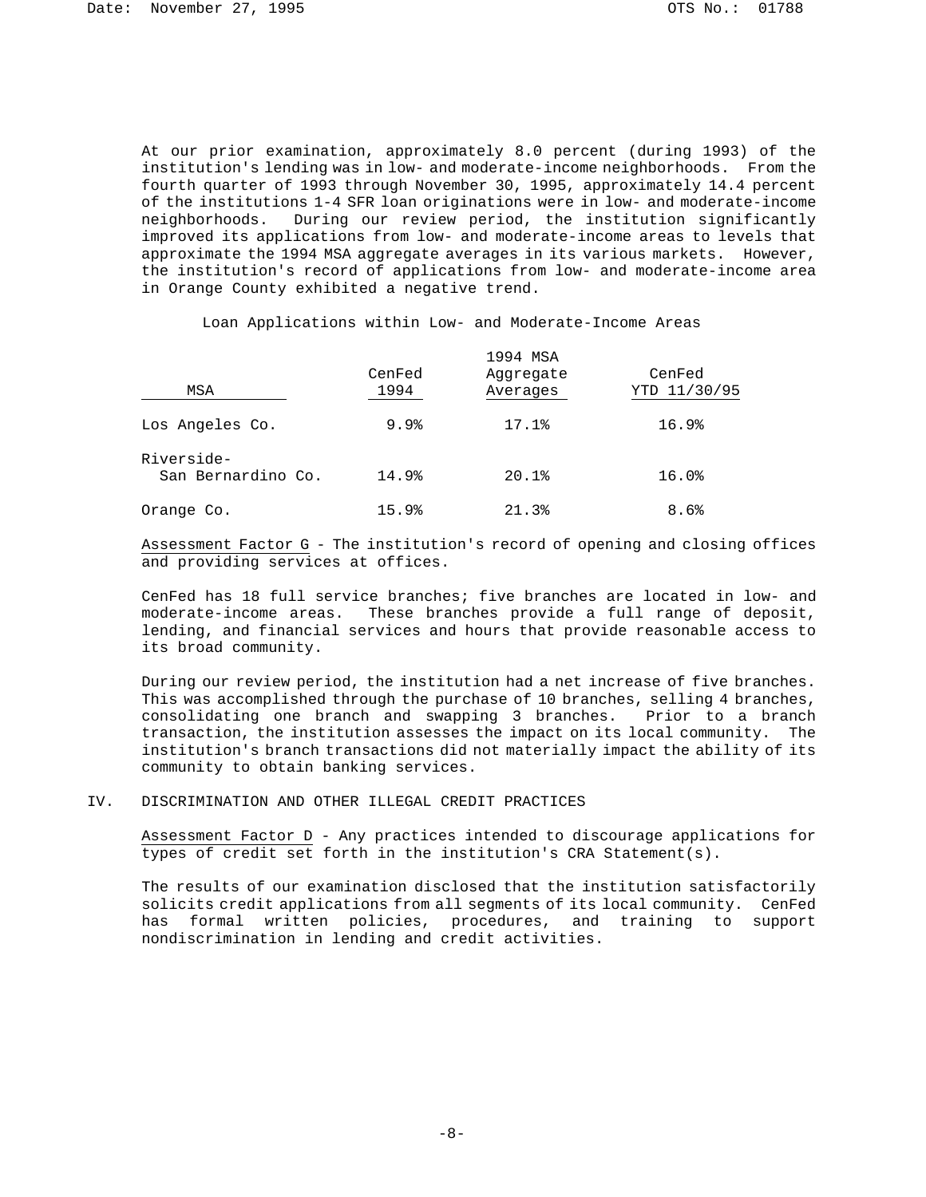At our prior examination, approximately 8.0 percent (during 1993) of the institution's lending was in low- and moderate-income neighborhoods. From the fourth quarter of 1993 through November 30, 1995, approximately 14.4 percent of the institutions 1-4 SFR loan originations were in low- and moderate-income neighborhoods. During our review period, the institution significantly improved its applications from low- and moderate-income areas to levels that approximate the 1994 MSA aggregate averages in its various markets. However, the institution's record of applications from low- and moderate-income area in Orange County exhibited a negative trend.

Loan Applications within Low- and Moderate-Income Areas

| MSA | CenFed 1994 | 1994 MSA Aggregate Averages | CenFed YTD 11/30/95 |
|---|---|---|---|
| Los Angeles Co. | 9.9% | 17.1% | 16.9% |
| Riverside-San Bernardino Co. | 14.9% | 20.1% | 16.0% |
| Orange Co. | 15.9% | 21.3% | 8.6% |

Assessment Factor G - The institution's record of opening and closing offices and providing services at offices.

CenFed has 18 full service branches; five branches are located in low- and moderate-income areas. These branches provide a full range of deposit, lending, and financial services and hours that provide reasonable access to its broad community.

During our review period, the institution had a net increase of five branches. This was accomplished through the purchase of 10 branches, selling 4 branches, consolidating one branch and swapping 3 branches. Prior to a branch transaction, the institution assesses the impact on its local community. The institution's branch transactions did not materially impact the ability of its community to obtain banking services.

## IV. DISCRIMINATION AND OTHER ILLEGAL CREDIT PRACTICES

Assessment Factor D - Any practices intended to discourage applications for types of credit set forth in the institution's CRA Statement(s).

The results of our examination disclosed that the institution satisfactorily solicits credit applications from all segments of its local community. CenFed has formal written policies, procedures, and training to support nondiscrimination in lending and credit activities.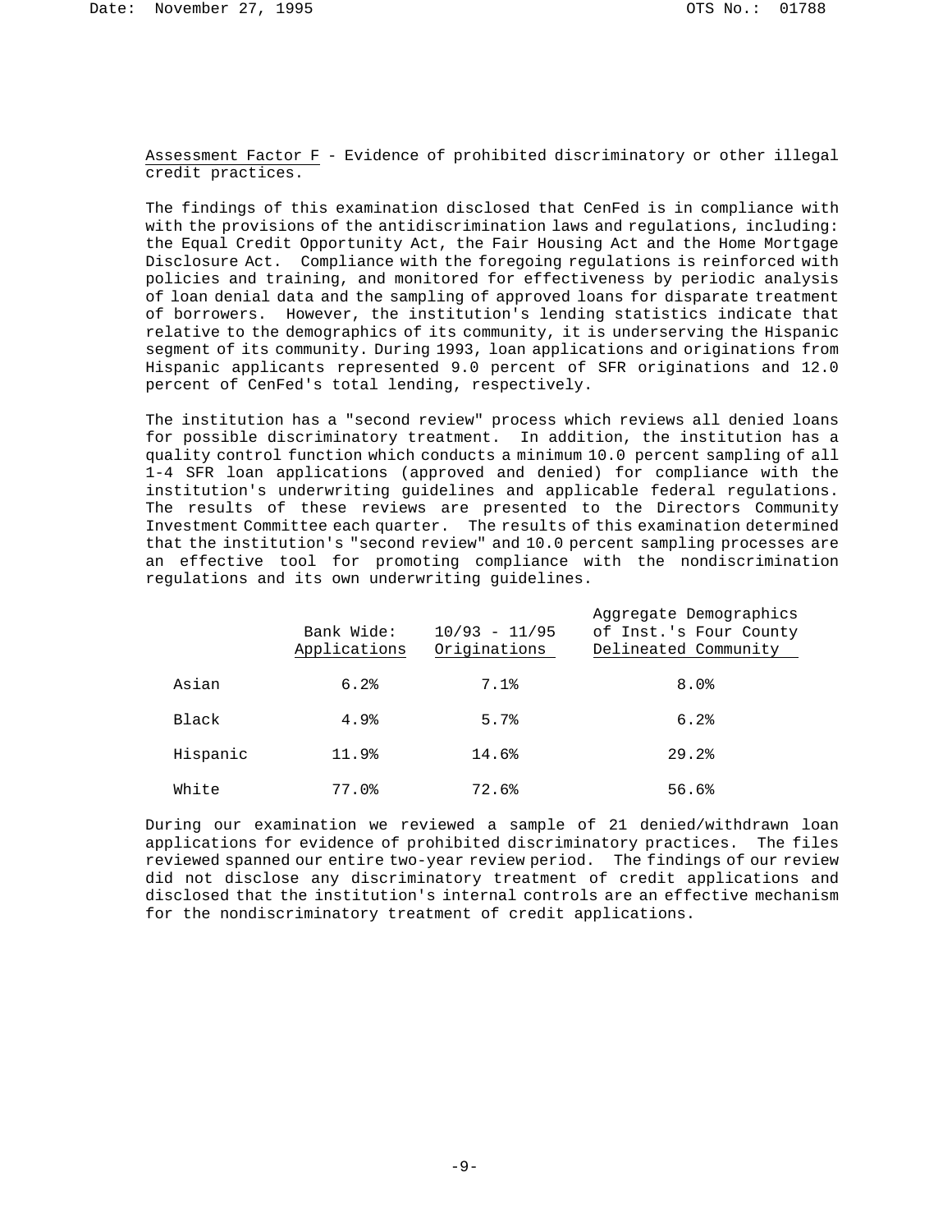Assessment Factor F - Evidence of prohibited discriminatory or other illegal credit practices.

The findings of this examination disclosed that CenFed is in compliance with with the provisions of the antidiscrimination laws and regulations, including: the Equal Credit Opportunity Act, the Fair Housing Act and the Home Mortgage Disclosure Act. Compliance with the foregoing regulations is reinforced with policies and training, and monitored for effectiveness by periodic analysis of loan denial data and the sampling of approved loans for disparate treatment of borrowers. However, the institution's lending statistics indicate that relative to the demographics of its community, it is underserving the Hispanic segment of its community. During 1993, loan applications and originations from Hispanic applicants represented 9.0 percent of SFR originations and 12.0 percent of CenFed's total lending, respectively.

The institution has a "second review" process which reviews all denied loans for possible discriminatory treatment. In addition, the institution has a quality control function which conducts a minimum 10.0 percent sampling of all 1-4 SFR loan applications (approved and denied) for compliance with the institution's underwriting guidelines and applicable federal regulations. The results of these reviews are presented to the Directors Community Investment Committee each quarter. The results of this examination determined that the institution's "second review" and 10.0 percent sampling processes are an effective tool for promoting compliance with the nondiscrimination regulations and its own underwriting guidelines.

| | Bank Wide: Applications | 10/93 - 11/95 Originations | Aggregate Demographics of Inst.'s Four County Delineated Community |
|---|---|---|---|
| Asian | 6.2% | 7.1% | 8.0% |
| Black | 4.9% | 5.7% | 6.2% |
| Hispanic | 11.9% | 14.6% | 29.2% |
| White | 77.0% | 72.6% | 56.6% |

During our examination we reviewed a sample of 21 denied/withdrawn loan applications for evidence of prohibited discriminatory practices. The files reviewed spanned our entire two-year review period. The findings of our review did not disclose any discriminatory treatment of credit applications and disclosed that the institution's internal controls are an effective mechanism for the nondiscriminatory treatment of credit applications.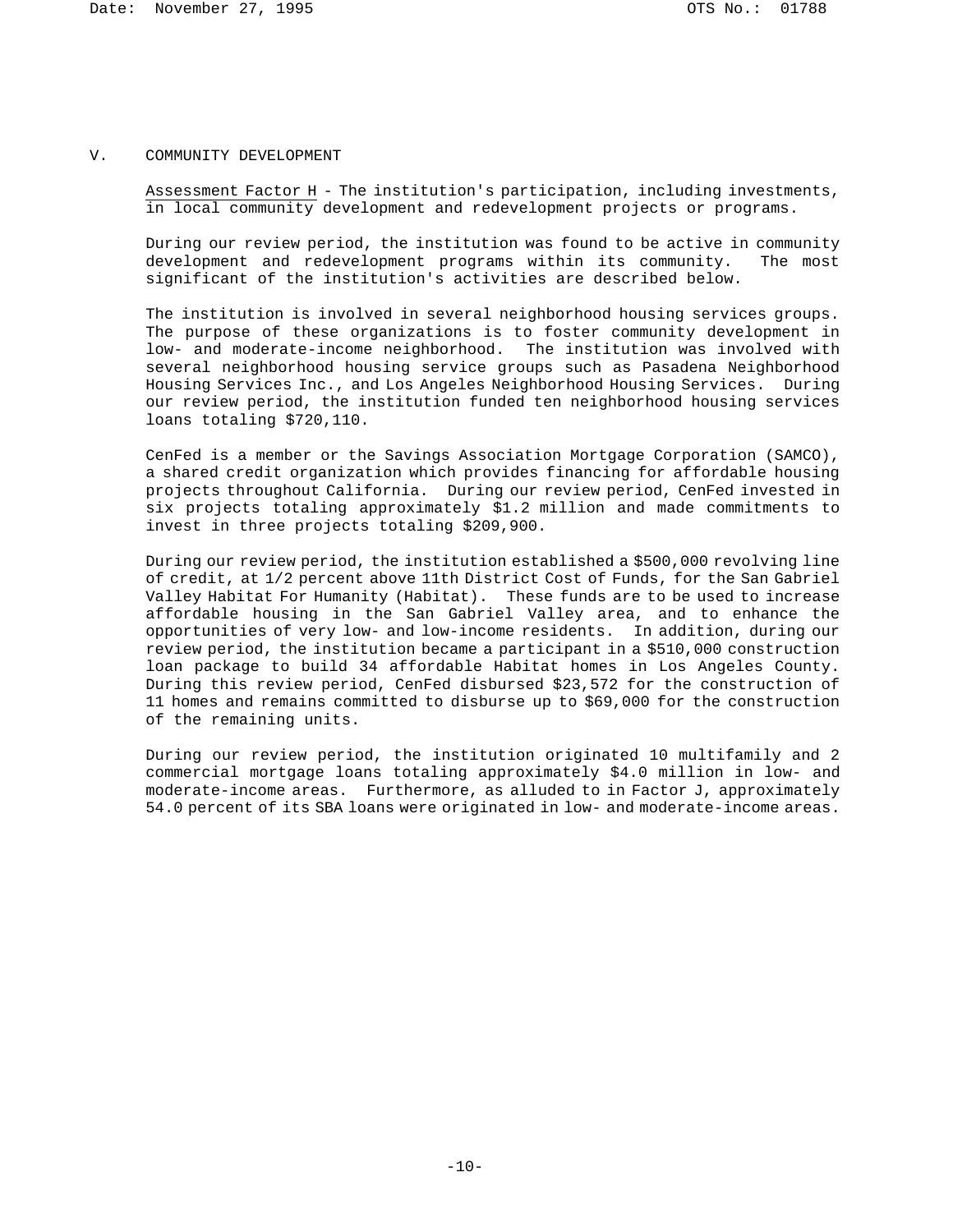## V. COMMUNITY DEVELOPMENT

Assessment Factor H - The institution's participation, including investments, in local community development and redevelopment projects or programs.

During our review period, the institution was found to be active in community development and redevelopment programs within its community. The most significant of the institution's activities are described below.

The institution is involved in several neighborhood housing services groups. The purpose of these organizations is to foster community development in low- and moderate-income neighborhood. The institution was involved with several neighborhood housing service groups such as Pasadena Neighborhood Housing Services Inc., and Los Angeles Neighborhood Housing Services. During our review period, the institution funded ten neighborhood housing services loans totaling $720,110.

CenFed is a member or the Savings Association Mortgage Corporation (SAMCO), a shared credit organization which provides financing for affordable housing projects throughout California. During our review period, CenFed invested in six projects totaling approximately $1.2 million and made commitments to invest in three projects totaling $209,900.

During our review period, the institution established a $500,000 revolving line of credit, at 1/2 percent above 11th District Cost of Funds, for the San Gabriel Valley Habitat For Humanity (Habitat). These funds are to be used to increase affordable housing in the San Gabriel Valley area, and to enhance the opportunities of very low- and low-income residents. In addition, during our review period, the institution became a participant in a $510,000 construction loan package to build 34 affordable Habitat homes in Los Angeles County. During this review period, CenFed disbursed $23,572 for the construction of 11 homes and remains committed to disburse up to $69,000 for the construction of the remaining units.

During our review period, the institution originated 10 multifamily and 2 commercial mortgage loans totaling approximately $4.0 million in low- and moderate-income areas. Furthermore, as alluded to in Factor J, approximately 54.0 percent of its SBA loans were originated in low- and moderate-income areas.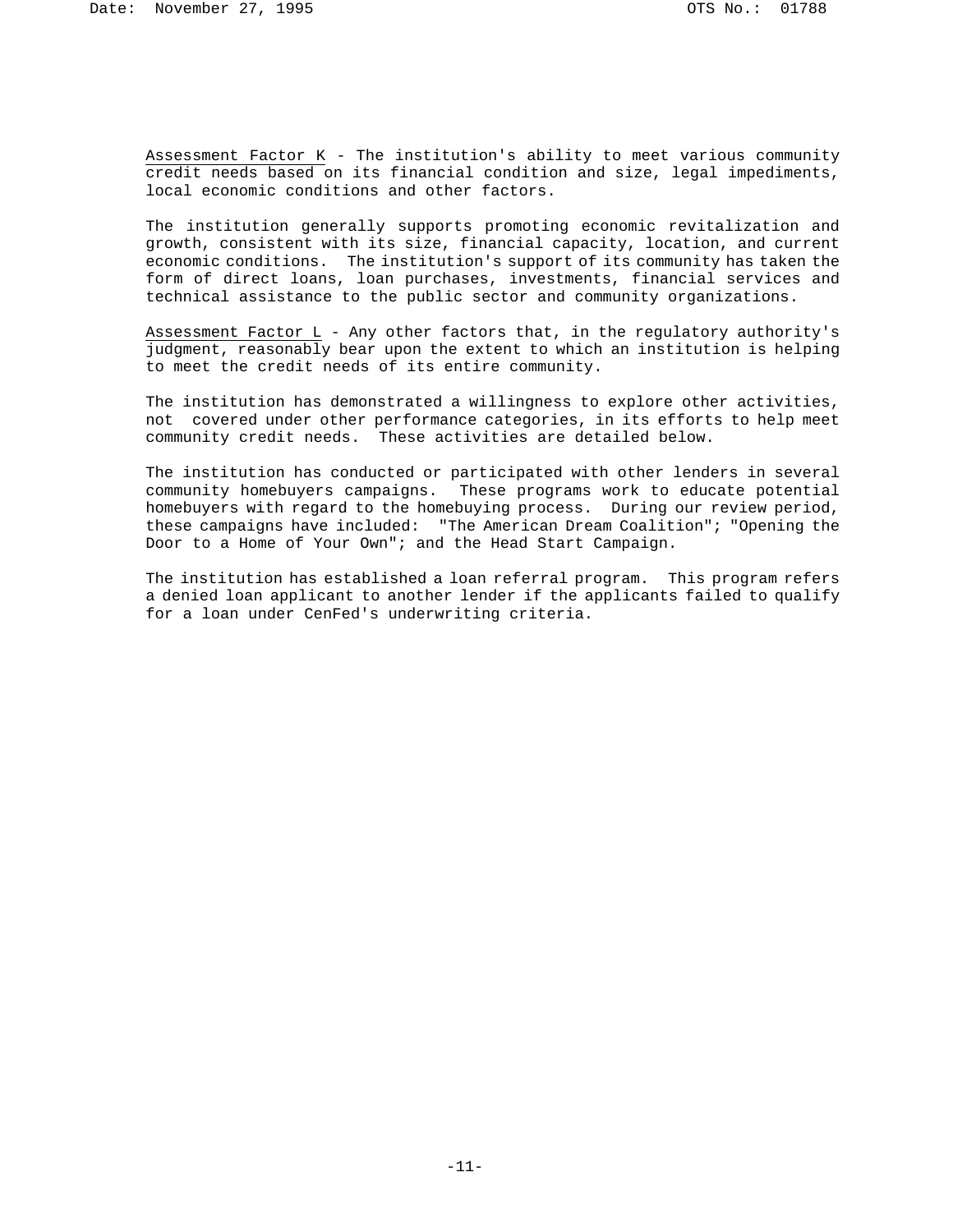Assessment Factor K - The institution's ability to meet various community credit needs based on its financial condition and size, legal impediments, local economic conditions and other factors.

The institution generally supports promoting economic revitalization and growth, consistent with its size, financial capacity, location, and current economic conditions. The institution's support of its community has taken the form of direct loans, loan purchases, investments, financial services and technical assistance to the public sector and community organizations.

Assessment Factor L - Any other factors that, in the regulatory authority's judgment, reasonably bear upon the extent to which an institution is helping to meet the credit needs of its entire community.

The institution has demonstrated a willingness to explore other activities, not covered under other performance categories, in its efforts to help meet community credit needs. These activities are detailed below.

The institution has conducted or participated with other lenders in several community homebuyers campaigns. These programs work to educate potential homebuyers with regard to the homebuying process. During our review period, these campaigns have included: "The American Dream Coalition"; "Opening the Door to a Home of Your Own"; and the Head Start Campaign.

The institution has established a loan referral program. This program refers a denied loan applicant to another lender if the applicants failed to qualify for a loan under CenFed's underwriting criteria.